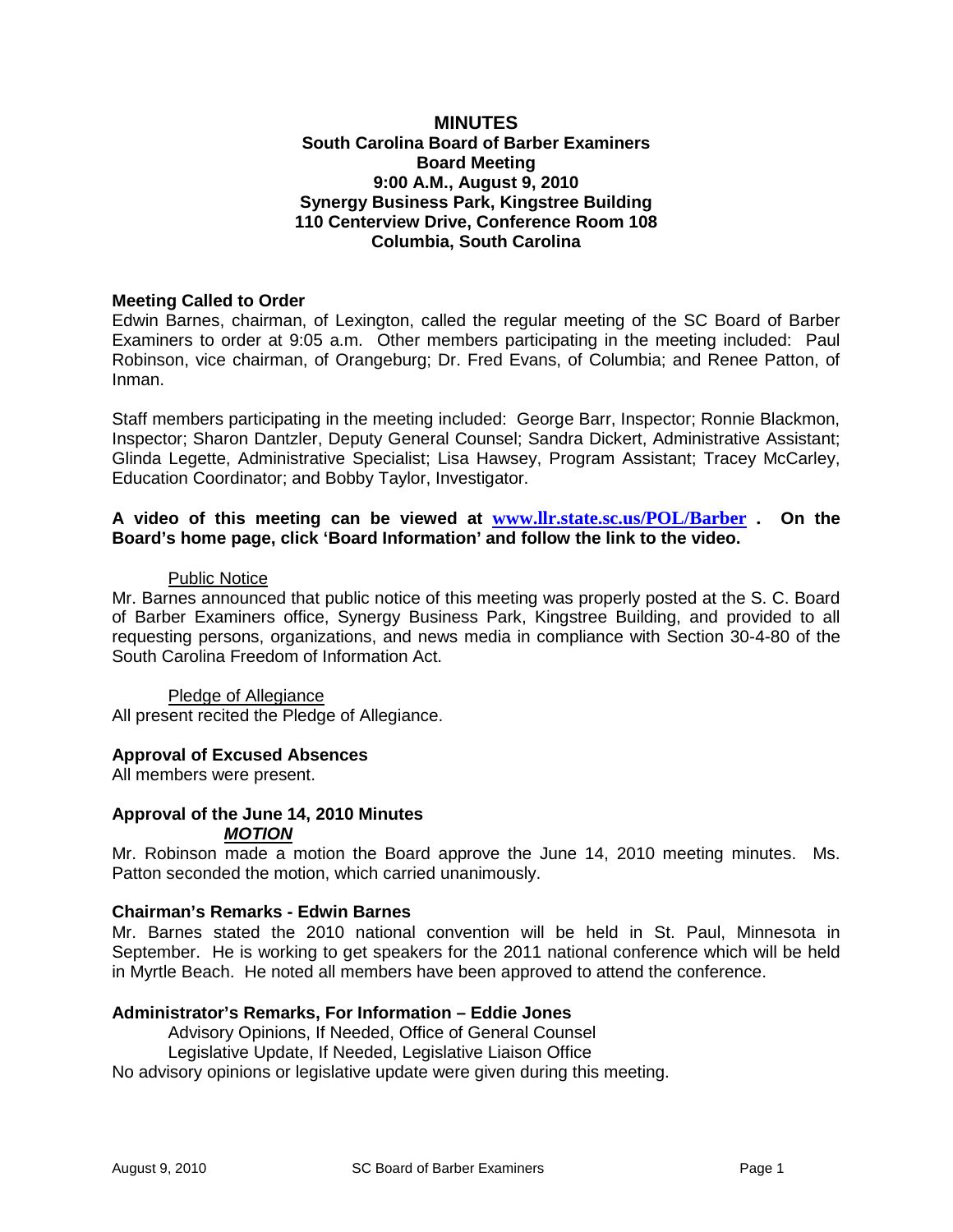# MINUTES

**South Carolina Board of Barber Examiners**
**Board Meeting**
**9:00 A.M., August 9, 2010**
**Synergy Business Park, Kingstree Building**
**110 Centerview Drive, Conference Room 108**
**Columbia, South Carolina**

### Meeting Called to Order

Edwin Barnes, chairman, of Lexington, called the regular meeting of the SC Board of Barber Examiners to order at 9:05 a.m. Other members participating in the meeting included: Paul Robinson, vice chairman, of Orangeburg; Dr. Fred Evans, of Columbia; and Renee Patton, of Inman.

Staff members participating in the meeting included: George Barr, Inspector; Ronnie Blackmon, Inspector; Sharon Dantzler, Deputy General Counsel; Sandra Dickert, Administrative Assistant; Glinda Legette, Administrative Specialist; Lisa Hawsey, Program Assistant; Tracey McCarley, Education Coordinator; and Bobby Taylor, Investigator.

**A video of this meeting can be viewed at www.llr.state.sc.us/POL/Barber . On the Board's home page, click 'Board Information' and follow the link to the video.**

Public Notice

Mr. Barnes announced that public notice of this meeting was properly posted at the S. C. Board of Barber Examiners office, Synergy Business Park, Kingstree Building, and provided to all requesting persons, organizations, and news media in compliance with Section 30-4-80 of the South Carolina Freedom of Information Act.

Pledge of Allegiance

All present recited the Pledge of Allegiance.

### Approval of Excused Absences

All members were present.

### Approval of the June 14, 2010 Minutes

***MOTION***

Mr. Robinson made a motion the Board approve the June 14, 2010 meeting minutes. Ms. Patton seconded the motion, which carried unanimously.

### Chairman's Remarks - Edwin Barnes

Mr. Barnes stated the 2010 national convention will be held in St. Paul, Minnesota in September. He is working to get speakers for the 2011 national conference which will be held in Myrtle Beach. He noted all members have been approved to attend the conference.

### Administrator's Remarks, For Information – Eddie Jones

Advisory Opinions, If Needed, Office of General Counsel
Legislative Update, If Needed, Legislative Liaison Office

No advisory opinions or legislative update were given during this meeting.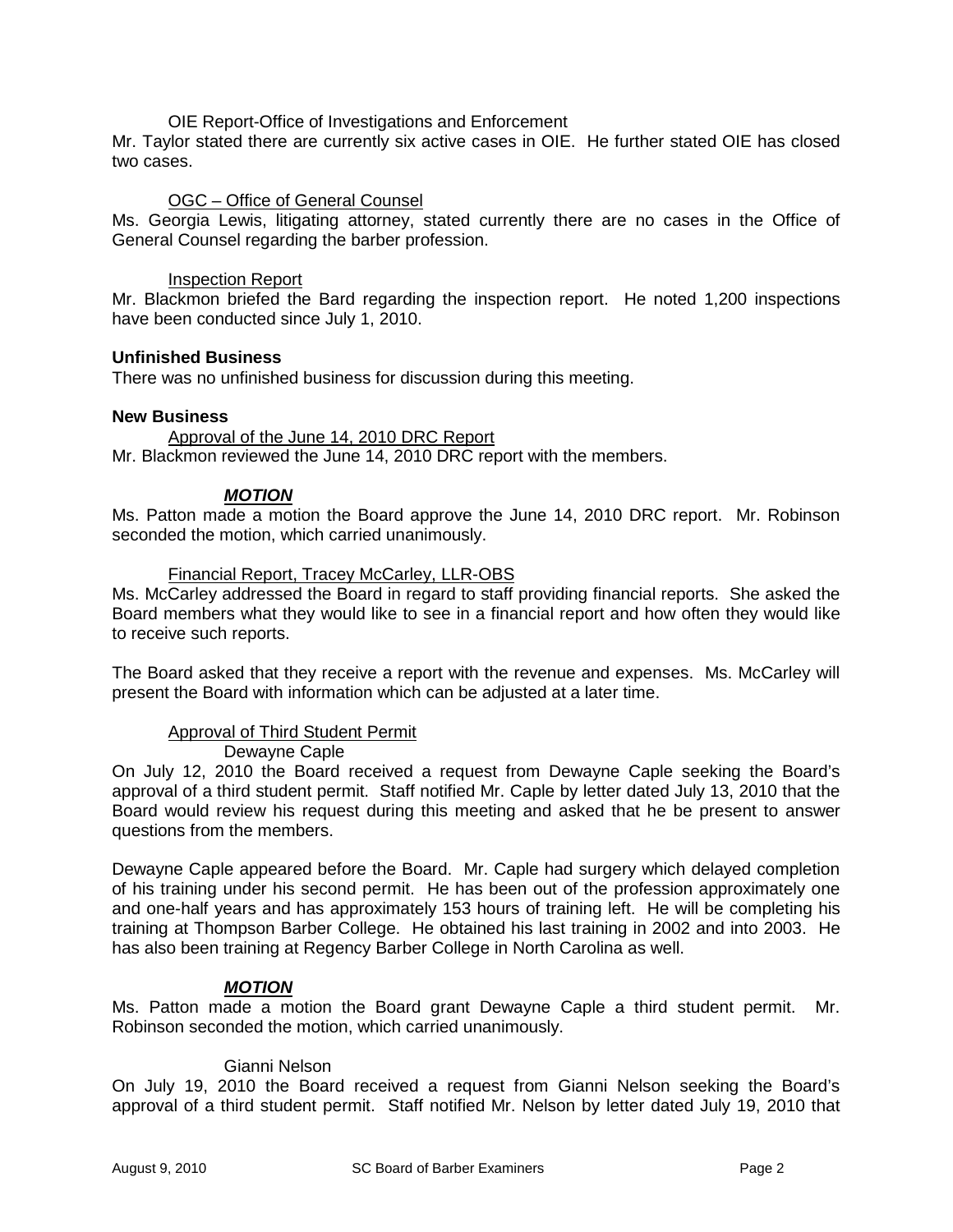OIE Report-Office of Investigations and Enforcement

Mr. Taylor stated there are currently six active cases in OIE. He further stated OIE has closed two cases.

OGC – Office of General Counsel

Ms. Georgia Lewis, litigating attorney, stated currently there are no cases in the Office of General Counsel regarding the barber profession.

Inspection Report

Mr. Blackmon briefed the Bard regarding the inspection report. He noted 1,200 inspections have been conducted since July 1, 2010.

**Unfinished Business**

There was no unfinished business for discussion during this meeting.

**New Business**

Approval of the June 14, 2010 DRC Report

Mr. Blackmon reviewed the June 14, 2010 DRC report with the members.

***MOTION***

Ms. Patton made a motion the Board approve the June 14, 2010 DRC report. Mr. Robinson seconded the motion, which carried unanimously.

Financial Report, Tracey McCarley, LLR-OBS

Ms. McCarley addressed the Board in regard to staff providing financial reports. She asked the Board members what they would like to see in a financial report and how often they would like to receive such reports.

The Board asked that they receive a report with the revenue and expenses. Ms. McCarley will present the Board with information which can be adjusted at a later time.

Approval of Third Student Permit

Dewayne Caple

On July 12, 2010 the Board received a request from Dewayne Caple seeking the Board's approval of a third student permit. Staff notified Mr. Caple by letter dated July 13, 2010 that the Board would review his request during this meeting and asked that he be present to answer questions from the members.

Dewayne Caple appeared before the Board. Mr. Caple had surgery which delayed completion of his training under his second permit. He has been out of the profession approximately one and one-half years and has approximately 153 hours of training left. He will be completing his training at Thompson Barber College. He obtained his last training in 2002 and into 2003. He has also been training at Regency Barber College in North Carolina as well.

***MOTION***

Ms. Patton made a motion the Board grant Dewayne Caple a third student permit. Mr. Robinson seconded the motion, which carried unanimously.

Gianni Nelson

On July 19, 2010 the Board received a request from Gianni Nelson seeking the Board's approval of a third student permit. Staff notified Mr. Nelson by letter dated July 19, 2010 that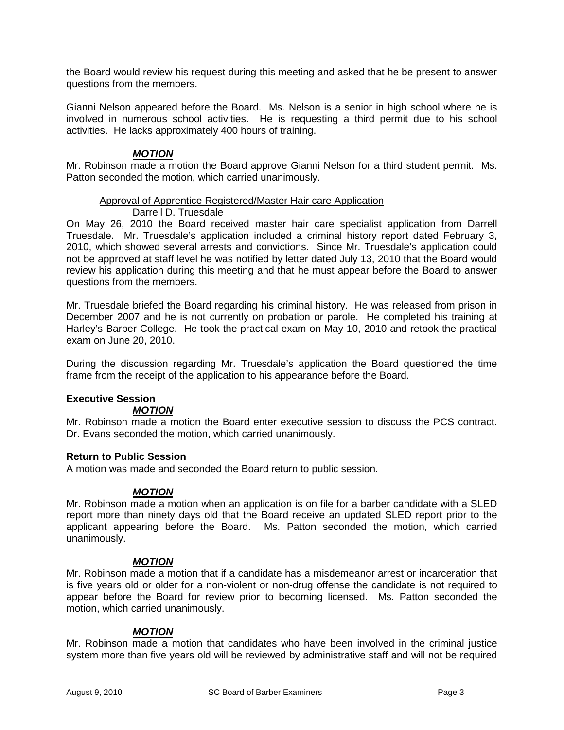the Board would review his request during this meeting and asked that he be present to answer questions from the members.

Gianni Nelson appeared before the Board. Ms. Nelson is a senior in high school where he is involved in numerous school activities. He is requesting a third permit due to his school activities. He lacks approximately 400 hours of training.

***MOTION***

Mr. Robinson made a motion the Board approve Gianni Nelson for a third student permit. Ms. Patton seconded the motion, which carried unanimously.

Approval of Apprentice Registered/Master Hair care Application

Darrell D. Truesdale

On May 26, 2010 the Board received master hair care specialist application from Darrell Truesdale. Mr. Truesdale's application included a criminal history report dated February 3, 2010, which showed several arrests and convictions. Since Mr. Truesdale's application could not be approved at staff level he was notified by letter dated July 13, 2010 that the Board would review his application during this meeting and that he must appear before the Board to answer questions from the members.

Mr. Truesdale briefed the Board regarding his criminal history. He was released from prison in December 2007 and he is not currently on probation or parole. He completed his training at Harley's Barber College. He took the practical exam on May 10, 2010 and retook the practical exam on June 20, 2010.

During the discussion regarding Mr. Truesdale's application the Board questioned the time frame from the receipt of the application to his appearance before the Board.

**Executive Session**

***MOTION***

Mr. Robinson made a motion the Board enter executive session to discuss the PCS contract. Dr. Evans seconded the motion, which carried unanimously.

**Return to Public Session**

A motion was made and seconded the Board return to public session.

***MOTION***

Mr. Robinson made a motion when an application is on file for a barber candidate with a SLED report more than ninety days old that the Board receive an updated SLED report prior to the applicant appearing before the Board. Ms. Patton seconded the motion, which carried unanimously.

***MOTION***

Mr. Robinson made a motion that if a candidate has a misdemeanor arrest or incarceration that is five years old or older for a non-violent or non-drug offense the candidate is not required to appear before the Board for review prior to becoming licensed. Ms. Patton seconded the motion, which carried unanimously.

***MOTION***

Mr. Robinson made a motion that candidates who have been involved in the criminal justice system more than five years old will be reviewed by administrative staff and will not be required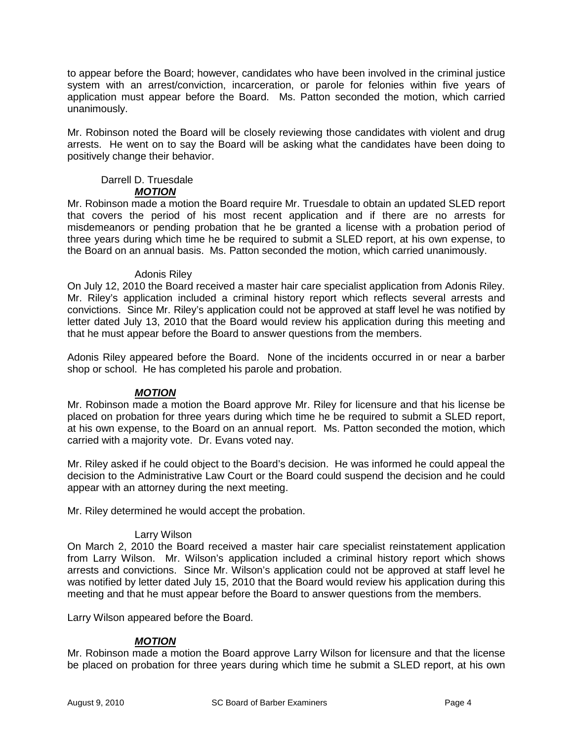to appear before the Board; however, candidates who have been involved in the criminal justice system with an arrest/conviction, incarceration, or parole for felonies within five years of application must appear before the Board. Ms. Patton seconded the motion, which carried unanimously.

Mr. Robinson noted the Board will be closely reviewing those candidates with violent and drug arrests. He went on to say the Board will be asking what the candidates have been doing to positively change their behavior.

Darrell D. Truesdale

***MOTION***

Mr. Robinson made a motion the Board require Mr. Truesdale to obtain an updated SLED report that covers the period of his most recent application and if there are no arrests for misdemeanors or pending probation that he be granted a license with a probation period of three years during which time he be required to submit a SLED report, at his own expense, to the Board on an annual basis. Ms. Patton seconded the motion, which carried unanimously.

Adonis Riley

On July 12, 2010 the Board received a master hair care specialist application from Adonis Riley. Mr. Riley's application included a criminal history report which reflects several arrests and convictions. Since Mr. Riley's application could not be approved at staff level he was notified by letter dated July 13, 2010 that the Board would review his application during this meeting and that he must appear before the Board to answer questions from the members.

Adonis Riley appeared before the Board. None of the incidents occurred in or near a barber shop or school. He has completed his parole and probation.

***MOTION***

Mr. Robinson made a motion the Board approve Mr. Riley for licensure and that his license be placed on probation for three years during which time he be required to submit a SLED report, at his own expense, to the Board on an annual report. Ms. Patton seconded the motion, which carried with a majority vote. Dr. Evans voted nay.

Mr. Riley asked if he could object to the Board's decision. He was informed he could appeal the decision to the Administrative Law Court or the Board could suspend the decision and he could appear with an attorney during the next meeting.

Mr. Riley determined he would accept the probation.

Larry Wilson

On March 2, 2010 the Board received a master hair care specialist reinstatement application from Larry Wilson. Mr. Wilson's application included a criminal history report which shows arrests and convictions. Since Mr. Wilson's application could not be approved at staff level he was notified by letter dated July 15, 2010 that the Board would review his application during this meeting and that he must appear before the Board to answer questions from the members.

Larry Wilson appeared before the Board.

***MOTION***

Mr. Robinson made a motion the Board approve Larry Wilson for licensure and that the license be placed on probation for three years during which time he submit a SLED report, at his own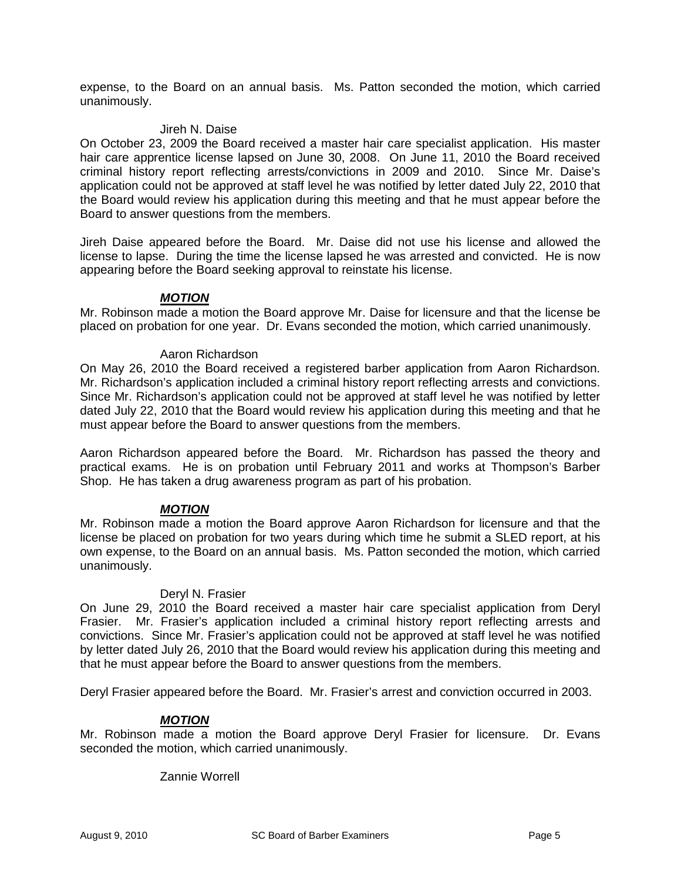expense, to the Board on an annual basis. Ms. Patton seconded the motion, which carried unanimously.

Jireh N. Daise

On October 23, 2009 the Board received a master hair care specialist application. His master hair care apprentice license lapsed on June 30, 2008. On June 11, 2010 the Board received criminal history report reflecting arrests/convictions in 2009 and 2010. Since Mr. Daise's application could not be approved at staff level he was notified by letter dated July 22, 2010 that the Board would review his application during this meeting and that he must appear before the Board to answer questions from the members.

Jireh Daise appeared before the Board. Mr. Daise did not use his license and allowed the license to lapse. During the time the license lapsed he was arrested and convicted. He is now appearing before the Board seeking approval to reinstate his license.

***MOTION***

Mr. Robinson made a motion the Board approve Mr. Daise for licensure and that the license be placed on probation for one year. Dr. Evans seconded the motion, which carried unanimously.

Aaron Richardson

On May 26, 2010 the Board received a registered barber application from Aaron Richardson. Mr. Richardson's application included a criminal history report reflecting arrests and convictions. Since Mr. Richardson's application could not be approved at staff level he was notified by letter dated July 22, 2010 that the Board would review his application during this meeting and that he must appear before the Board to answer questions from the members.

Aaron Richardson appeared before the Board. Mr. Richardson has passed the theory and practical exams. He is on probation until February 2011 and works at Thompson's Barber Shop. He has taken a drug awareness program as part of his probation.

***MOTION***

Mr. Robinson made a motion the Board approve Aaron Richardson for licensure and that the license be placed on probation for two years during which time he submit a SLED report, at his own expense, to the Board on an annual basis. Ms. Patton seconded the motion, which carried unanimously.

Deryl N. Frasier

On June 29, 2010 the Board received a master hair care specialist application from Deryl Frasier. Mr. Frasier's application included a criminal history report reflecting arrests and convictions. Since Mr. Frasier's application could not be approved at staff level he was notified by letter dated July 26, 2010 that the Board would review his application during this meeting and that he must appear before the Board to answer questions from the members.

Deryl Frasier appeared before the Board. Mr. Frasier's arrest and conviction occurred in 2003.

***MOTION***

Mr. Robinson made a motion the Board approve Deryl Frasier for licensure. Dr. Evans seconded the motion, which carried unanimously.

Zannie Worrell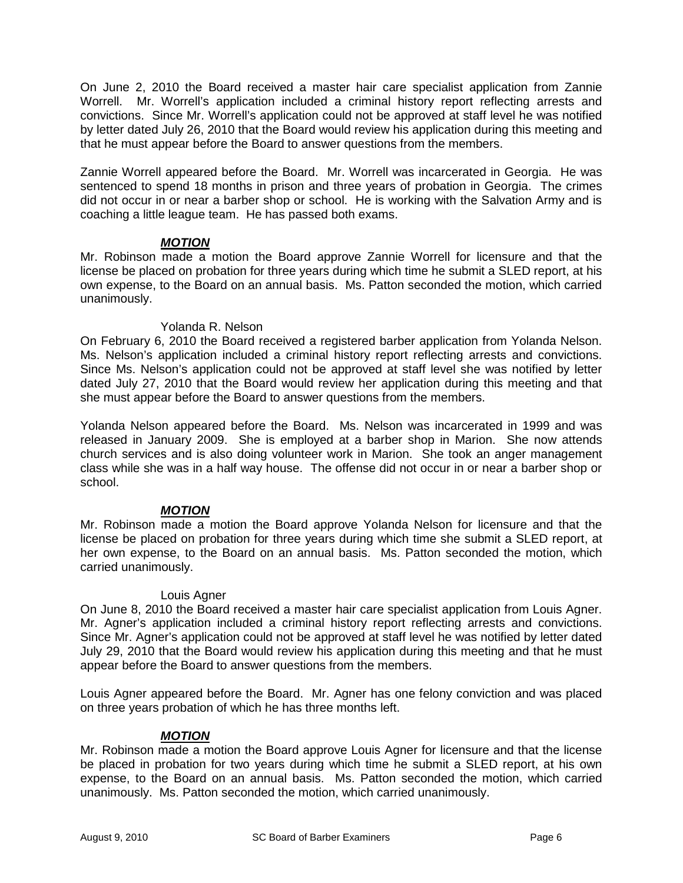On June 2, 2010 the Board received a master hair care specialist application from Zannie Worrell. Mr. Worrell's application included a criminal history report reflecting arrests and convictions. Since Mr. Worrell's application could not be approved at staff level he was notified by letter dated July 26, 2010 that the Board would review his application during this meeting and that he must appear before the Board to answer questions from the members.

Zannie Worrell appeared before the Board. Mr. Worrell was incarcerated in Georgia. He was sentenced to spend 18 months in prison and three years of probation in Georgia. The crimes did not occur in or near a barber shop or school. He is working with the Salvation Army and is coaching a little league team. He has passed both exams.

***MOTION***

Mr. Robinson made a motion the Board approve Zannie Worrell for licensure and that the license be placed on probation for three years during which time he submit a SLED report, at his own expense, to the Board on an annual basis. Ms. Patton seconded the motion, which carried unanimously.

Yolanda R. Nelson

On February 6, 2010 the Board received a registered barber application from Yolanda Nelson. Ms. Nelson's application included a criminal history report reflecting arrests and convictions. Since Ms. Nelson's application could not be approved at staff level she was notified by letter dated July 27, 2010 that the Board would review her application during this meeting and that she must appear before the Board to answer questions from the members.

Yolanda Nelson appeared before the Board. Ms. Nelson was incarcerated in 1999 and was released in January 2009. She is employed at a barber shop in Marion. She now attends church services and is also doing volunteer work in Marion. She took an anger management class while she was in a half way house. The offense did not occur in or near a barber shop or school.

***MOTION***

Mr. Robinson made a motion the Board approve Yolanda Nelson for licensure and that the license be placed on probation for three years during which time she submit a SLED report, at her own expense, to the Board on an annual basis. Ms. Patton seconded the motion, which carried unanimously.

Louis Agner

On June 8, 2010 the Board received a master hair care specialist application from Louis Agner. Mr. Agner's application included a criminal history report reflecting arrests and convictions. Since Mr. Agner's application could not be approved at staff level he was notified by letter dated July 29, 2010 that the Board would review his application during this meeting and that he must appear before the Board to answer questions from the members.

Louis Agner appeared before the Board. Mr. Agner has one felony conviction and was placed on three years probation of which he has three months left.

***MOTION***

Mr. Robinson made a motion the Board approve Louis Agner for licensure and that the license be placed in probation for two years during which time he submit a SLED report, at his own expense, to the Board on an annual basis. Ms. Patton seconded the motion, which carried unanimously. Ms. Patton seconded the motion, which carried unanimously.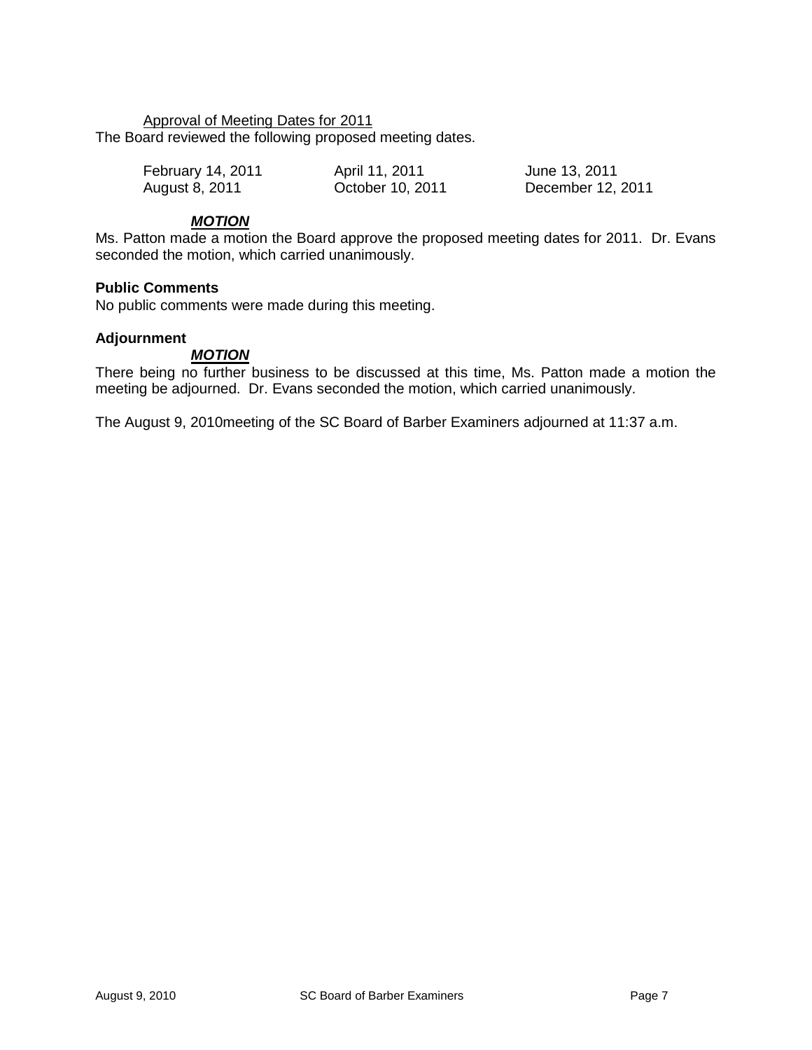Approval of Meeting Dates for 2011

The Board reviewed the following proposed meeting dates.

| | | |
|---|---|---|
| February 14, 2011 | April 11, 2011 | June 13, 2011 |
| August 8, 2011 | October 10, 2011 | December 12, 2011 |

***MOTION***

Ms. Patton made a motion the Board approve the proposed meeting dates for 2011. Dr. Evans seconded the motion, which carried unanimously.

**Public Comments**

No public comments were made during this meeting.

**Adjournment**

***MOTION***

There being no further business to be discussed at this time, Ms. Patton made a motion the meeting be adjourned. Dr. Evans seconded the motion, which carried unanimously.

The August 9, 2010meeting of the SC Board of Barber Examiners adjourned at 11:37 a.m.